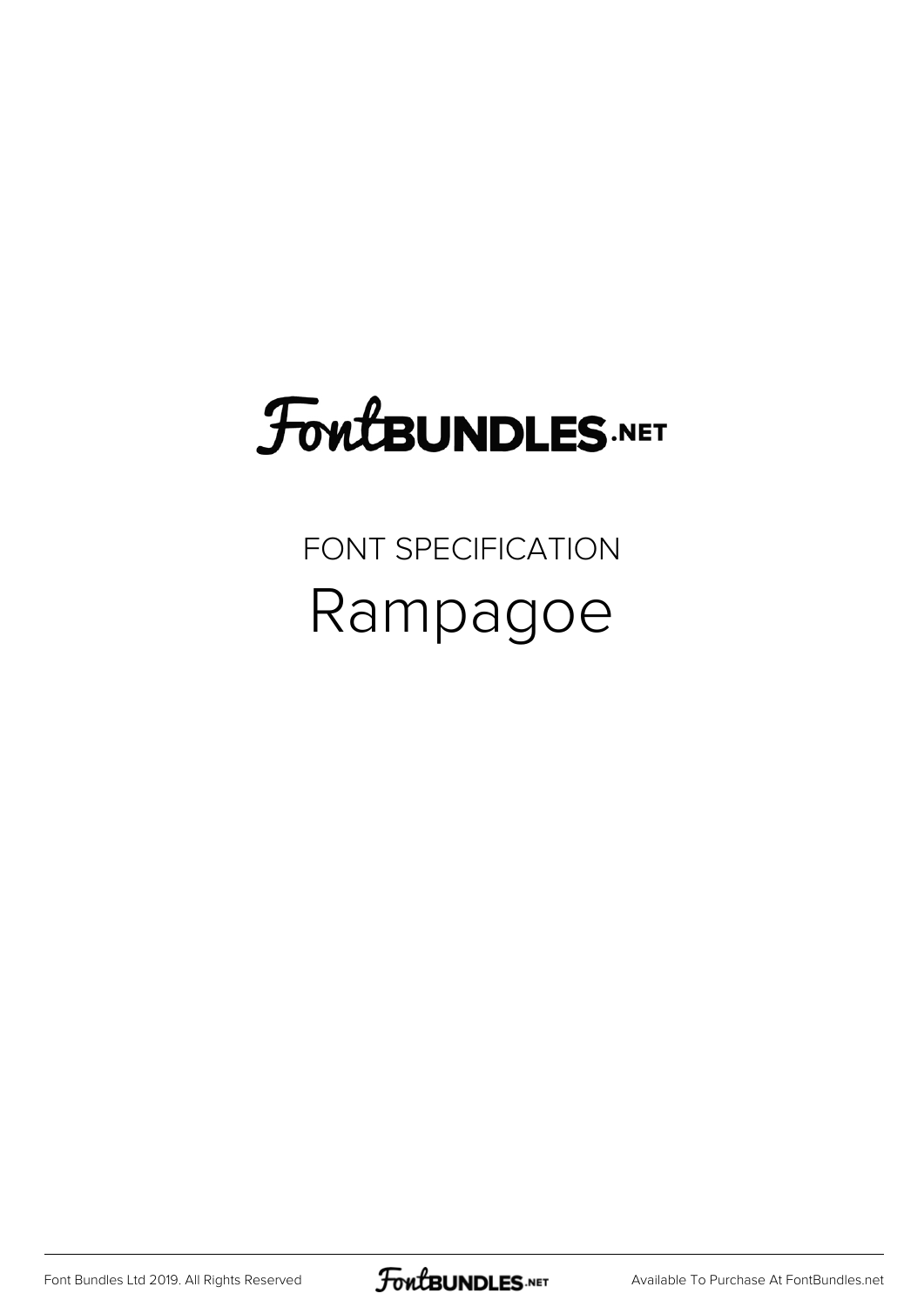# FontBUNDLES.NET

FONT SPECIFICATION

## Rampagoe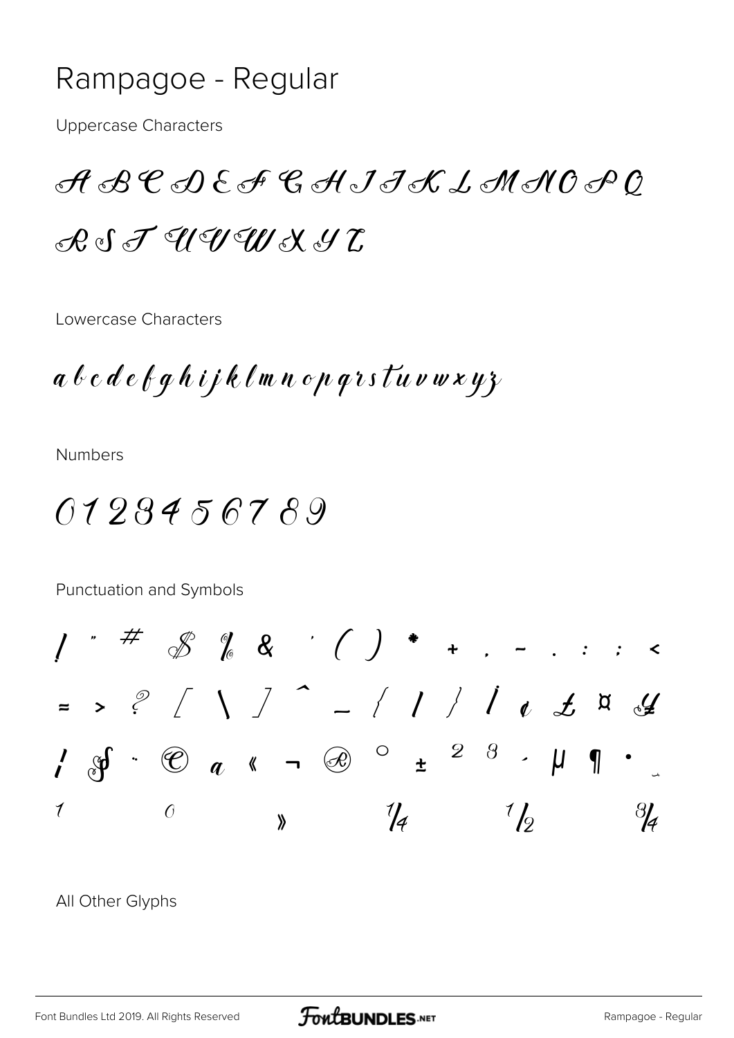# Rampagoe - Regular

Uppercase Characters

A B C D E F G H I J K L M N O P Q R S T U V W X Y Z

Lowercase Characters

a b c d e f g h i j k l m n o p q r s t u v w x y z

Numbers

0 1 2 3 4 5 6 7 8 9

Punctuation and Symbols

! " # $ % & ' ( ) * + , - . : ; <
= > ? [ \ ] ^ _ { | } ¡ ¢ £ ¤ ¥
¦ § ¨ © ª « ¬ ® ° ± ² ³ ´ µ ¶ · ¸
¹ º » ¼ ½ ¾

All Other Glyphs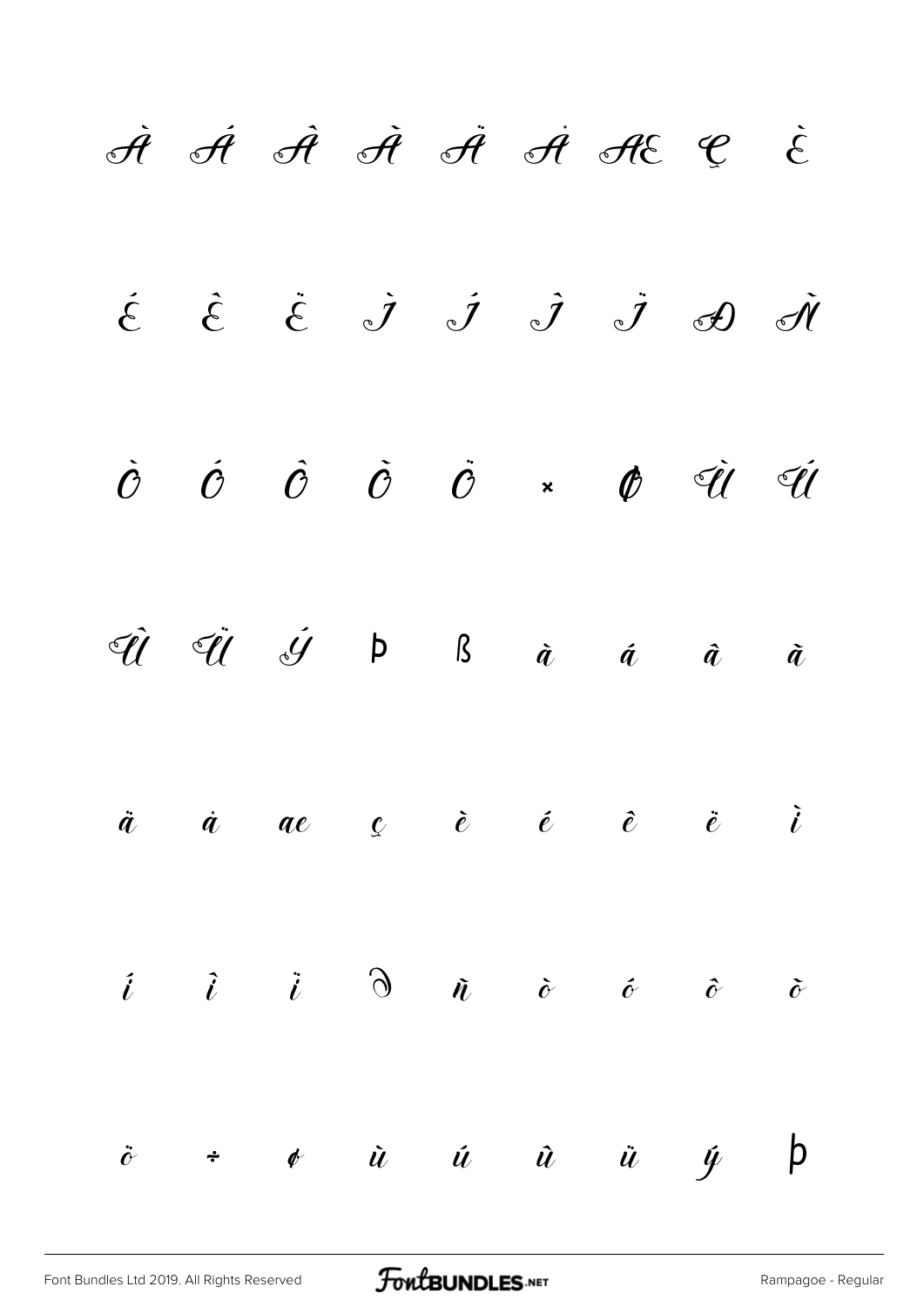À Á Â Ã Ä Å Æ Ç È

É Ê Ë Ì Í Î Ï Ð Ñ

Ò Ó Ô Õ Ö × Ø Ù Ú

Û Ü Ý Þ ß à á â ã

ä å æ ç è é ê ë ì

í î ï ð ñ ò ó ô õ

ö ÷ ø ù ú û ü ý þ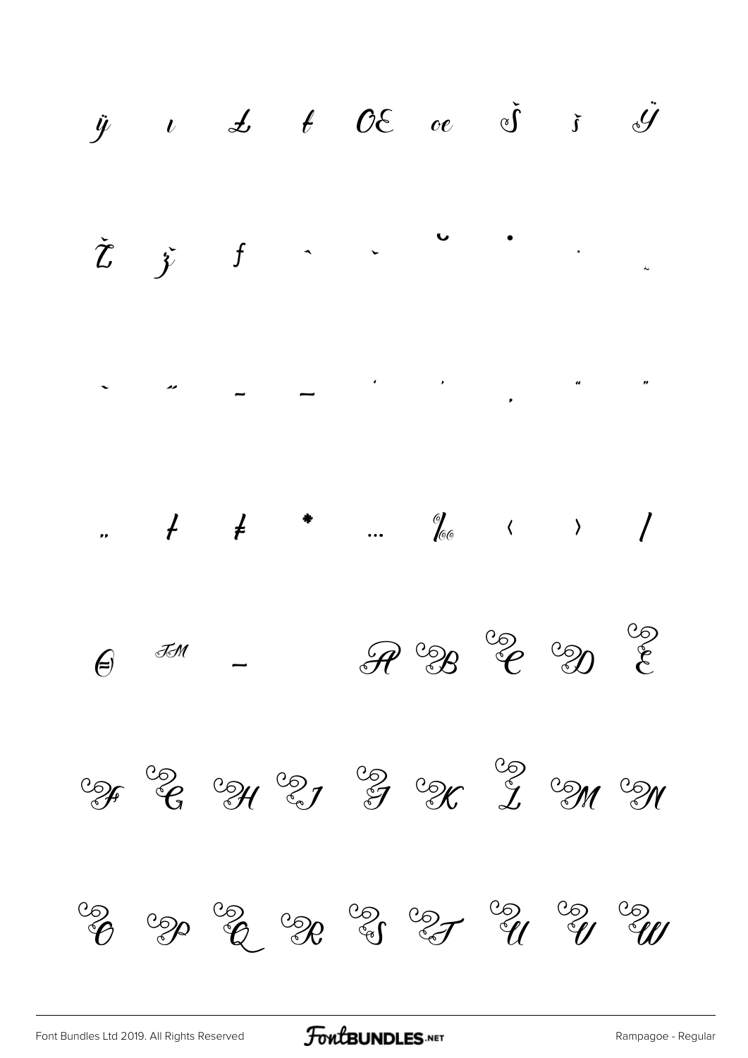ÿ ı Ł ł Œ œ Š š Ÿ

Ž ž ƒ ˆ ˇ ˘ ˙ ˚ ˜

˛ ˝ – — ' ' ‚ " "

„ † ‡ • … ‰ ‹ › ⁄

€ ™ −   A B C D E

F G H I J K L M N

O P Q R S T U V W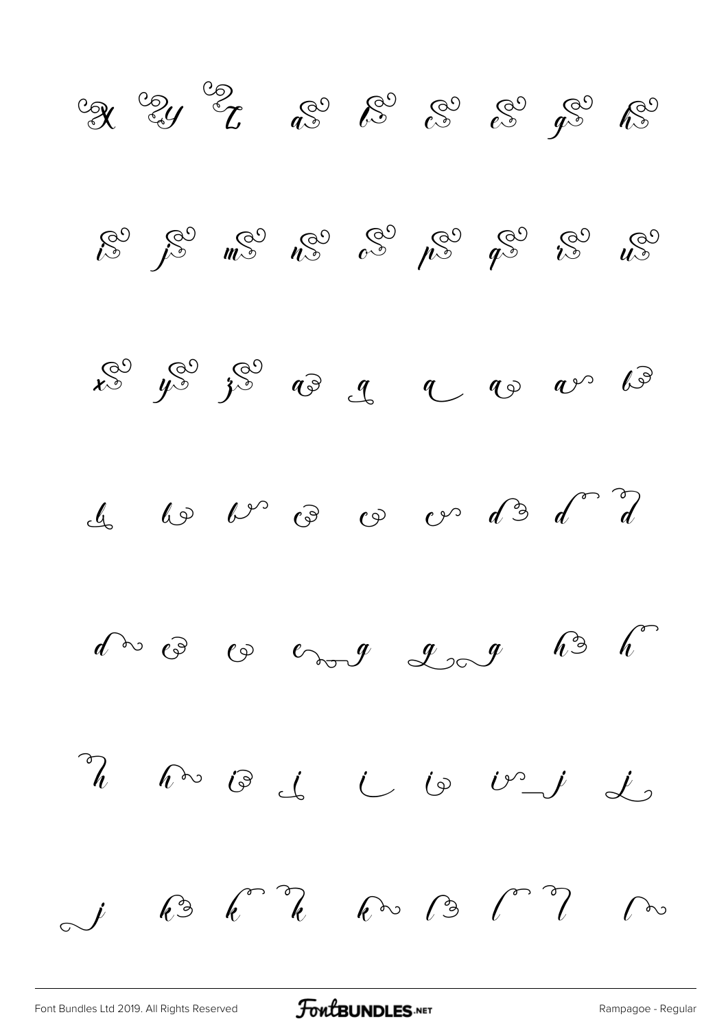X Y Z a b c e g h

i j m n o p q r u

x y z a a a a a b

b b b c c c d d d

d e e e g g g h h

h h i i i i i j j

j k k k k l l l l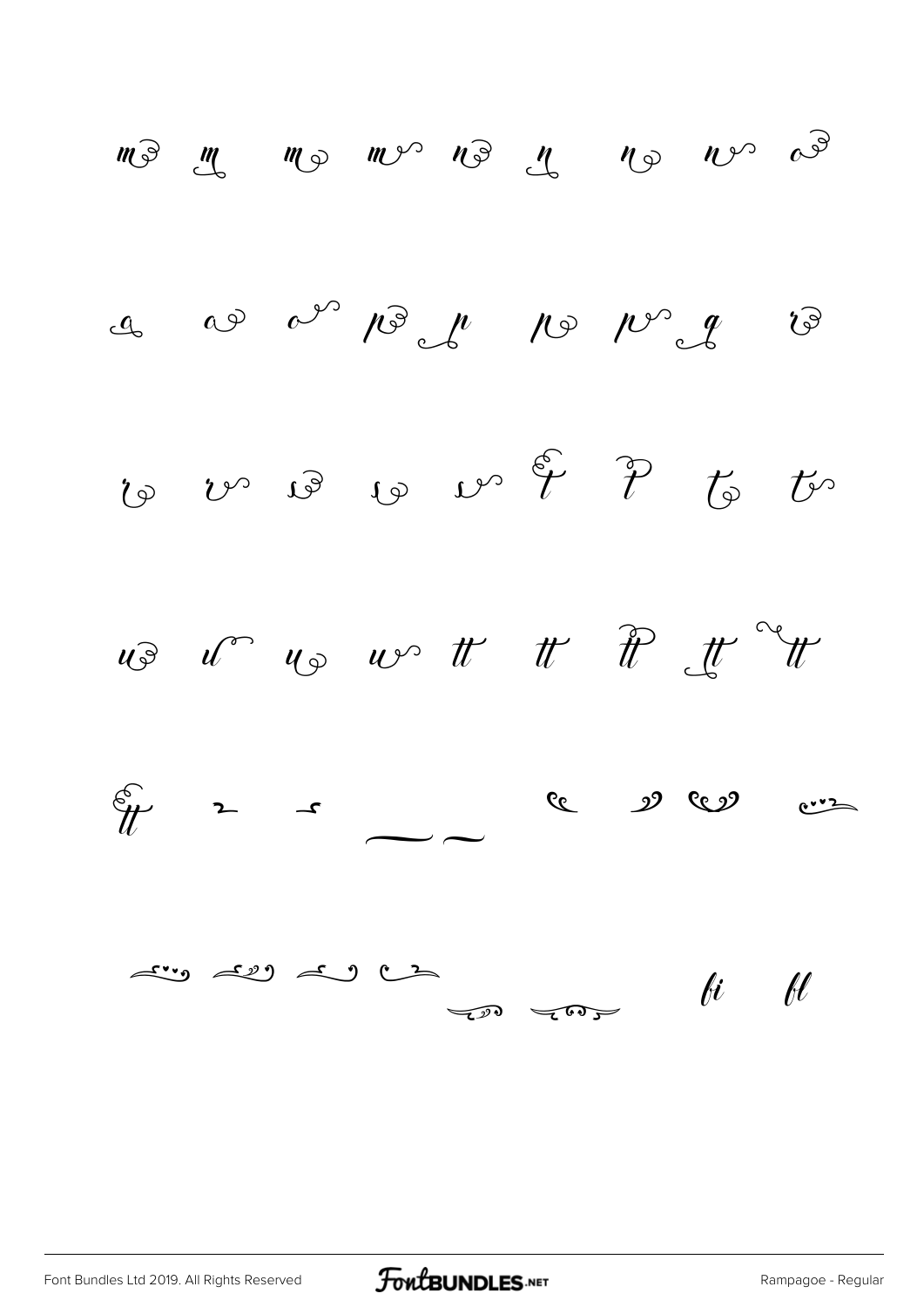m m m m n n n n o

a a a p p p p q r

r r s s s t t t t

u u u u tt tt tt tt tt

tt

fi fl